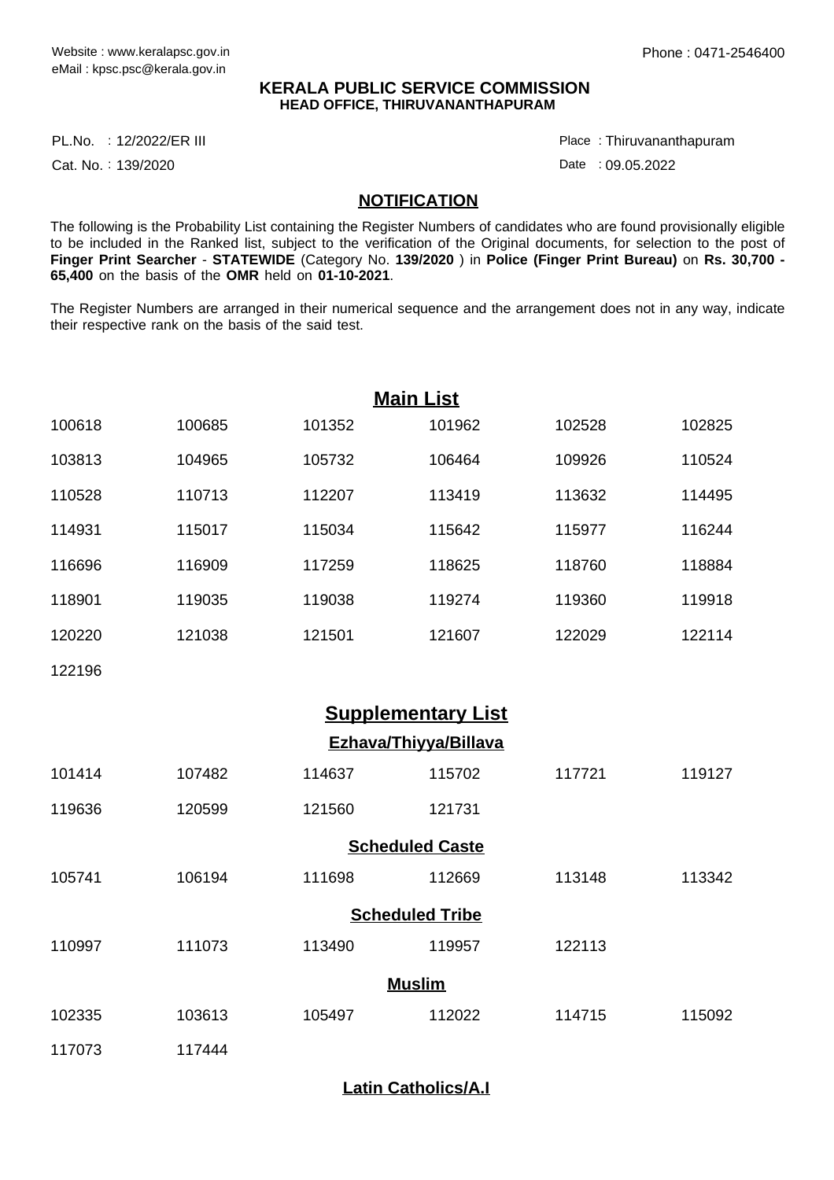Website : www.keralapsc.gov.in
eMail : kpsc.psc@kerala.gov.in

Phone : 0471-2546400

# KERALA PUBLIC SERVICE COMMISSION
## HEAD OFFICE, THIRUVANANTHAPURAM

PL.No. : 12/2022/ER III
Cat. No. : 139/2020

Place : Thiruvananthapuram
Date : 09.05.2022

## NOTIFICATION

The following is the Probability List containing the Register Numbers of candidates who are found provisionally eligible to be included in the Ranked list, subject to the verification of the Original documents, for selection to the post of **Finger Print Searcher** - **STATEWIDE** (Category No. **139/2020** ) in **Police (Finger Print Bureau)** on **Rs. 30,700 - 65,400** on the basis of the **OMR** held on **01-10-2021**.

The Register Numbers are arranged in their numerical sequence and the arrangement does not in any way, indicate their respective rank on the basis of the said test.

## Main List

| | | | | | |
|---|---|---|---|---|---|
| 100618 | 100685 | 101352 | 101962 | 102528 | 102825 |
| 103813 | 104965 | 105732 | 106464 | 109926 | 110524 |
| 110528 | 110713 | 112207 | 113419 | 113632 | 114495 |
| 114931 | 115017 | 115034 | 115642 | 115977 | 116244 |
| 116696 | 116909 | 117259 | 118625 | 118760 | 118884 |
| 118901 | 119035 | 119038 | 119274 | 119360 | 119918 |
| 120220 | 121038 | 121501 | 121607 | 122029 | 122114 |
| 122196 | | | | | |

## Supplementary List

### Ezhava/Thiyya/Billava

| | | | | | |
|---|---|---|---|---|---|
| 101414 | 107482 | 114637 | 115702 | 117721 | 119127 |
| 119636 | 120599 | 121560 | 121731 | | |

### Scheduled Caste

| | | | | | |
|---|---|---|---|---|---|
| 105741 | 106194 | 111698 | 112669 | 113148 | 113342 |

### Scheduled Tribe

| | | | | |
|---|---|---|---|---|
| 110997 | 111073 | 113490 | 119957 | 122113 |

### Muslim

| | | | | | |
|---|---|---|---|---|---|
| 102335 | 103613 | 105497 | 112022 | 114715 | 115092 |
| 117073 | 117444 | | | | |

### Latin Catholics/A.I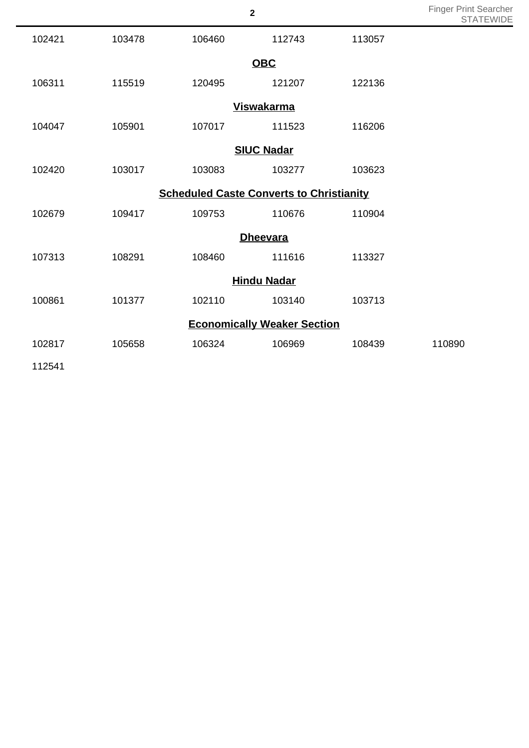102421 103478 106460 112743 113057

**OBC**

106311 115519 120495 121207 122136

**Viswakarma**

104047 105901 107017 111523 116206

**SIUC Nadar**

102420 103017 103083 103277 103623

**Scheduled Caste Converts to Christianity**

102679 109417 109753 110676 110904

**Dheevara**

107313 108291 108460 111616 113327

**Hindu Nadar**

100861 101377 102110 103140 103713

**Economically Weaker Section**

102817 105658 106324 106969 108439 110890

112541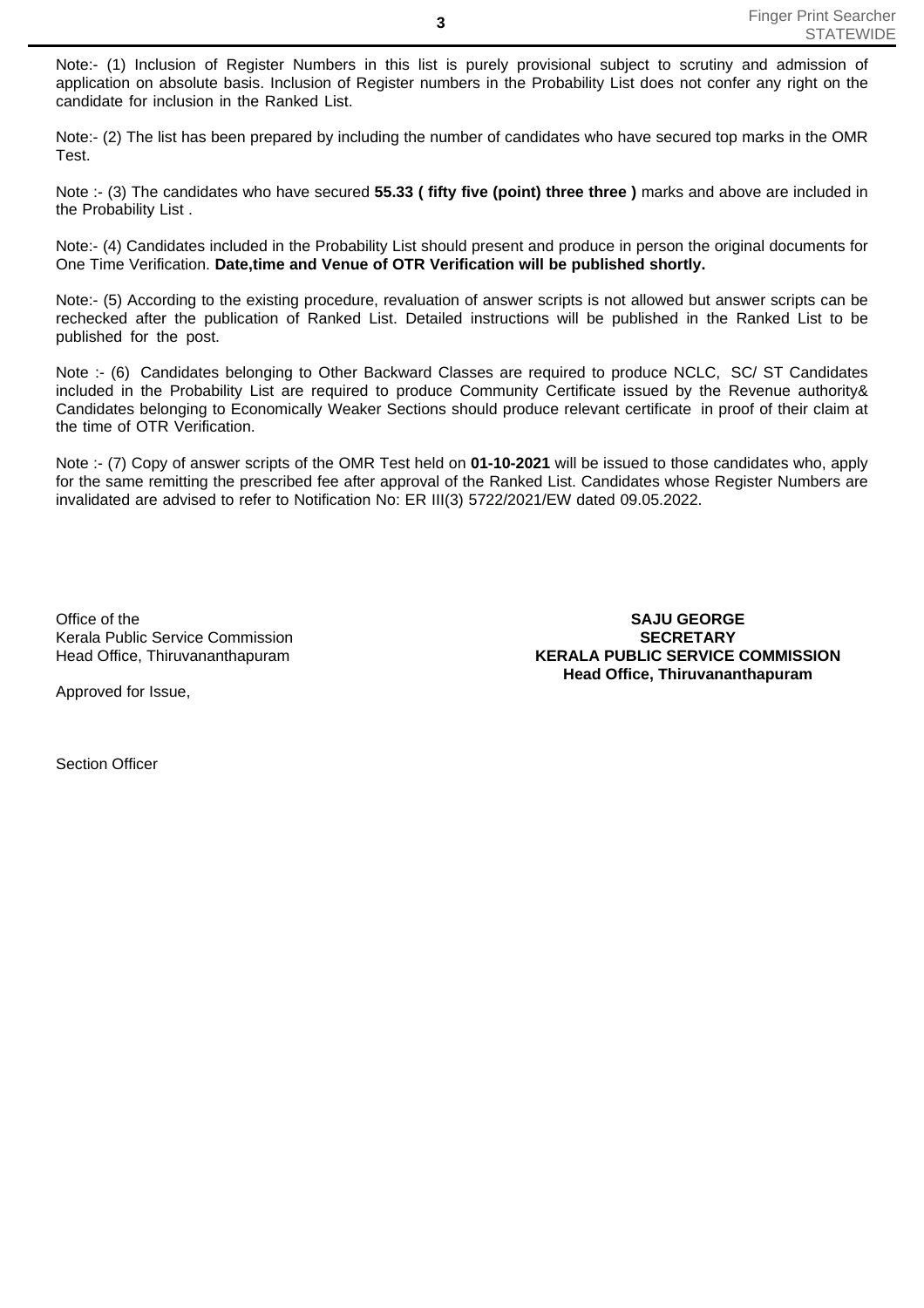Note:- (1) Inclusion of Register Numbers in this list is purely provisional subject to scrutiny and admission of application on absolute basis. Inclusion of Register numbers in the Probability List does not confer any right on the candidate for inclusion in the Ranked List.

Note:- (2) The list has been prepared by including the number of candidates who have secured top marks in the OMR Test.

Note :- (3) The candidates who have secured **55.33 ( fifty five (point) three three )** marks and above are included in the Probability List .

Note:- (4) Candidates included in the Probability List should present and produce in person the original documents for One Time Verification. **Date,time and Venue of OTR Verification will be published shortly.**

Note:- (5) According to the existing procedure, revaluation of answer scripts is not allowed but answer scripts can be rechecked after the publication of Ranked List. Detailed instructions will be published in the Ranked List to be published for the post.

Note :- (6) Candidates belonging to Other Backward Classes are required to produce NCLC, SC/ ST Candidates included in the Probability List are required to produce Community Certificate issued by the Revenue authority& Candidates belonging to Economically Weaker Sections should produce relevant certificate in proof of their claim at the time of OTR Verification.

Note :- (7) Copy of answer scripts of the OMR Test held on **01-10-2021** will be issued to those candidates who, apply for the same remitting the prescribed fee after approval of the Ranked List. Candidates whose Register Numbers are invalidated are advised to refer to Notification No: ER III(3) 5722/2021/EW dated 09.05.2022.

Office of the
Kerala Public Service Commission
Head Office, Thiruvananthapuram

**SAJU GEORGE**
**SECRETARY**
**KERALA PUBLIC SERVICE COMMISSION**
**Head Office, Thiruvananthapuram**

Approved for Issue,

Section Officer